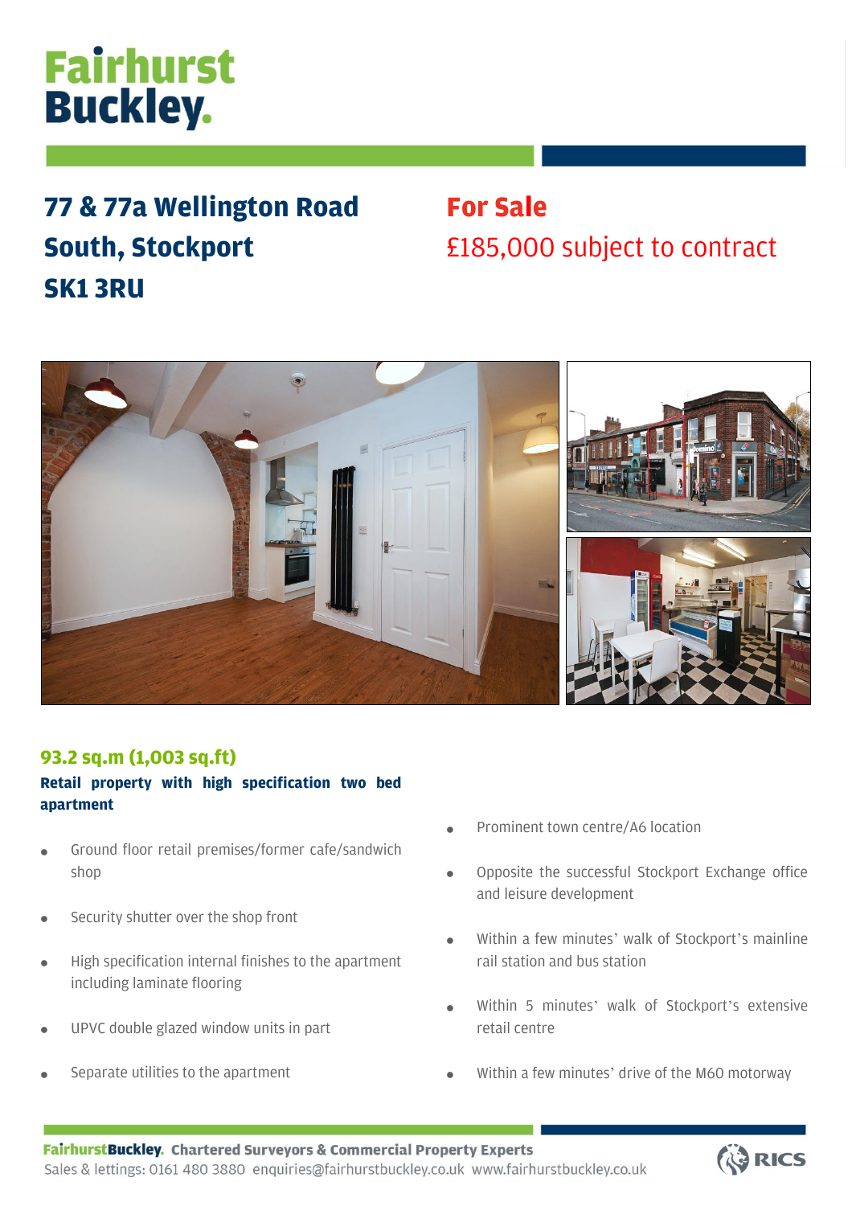# Fairhurst Buckley.

## 77 & 77a Wellington Road South, Stockport SK1 3RU

## For Sale

£185,000 subject to contract

### 93.2 sq.m (1,003 sq.ft)

**Retail property with high specification two bed apartment**

- Ground floor retail premises/former cafe/sandwich shop
- Security shutter over the shop front
- High specification internal finishes to the apartment including laminate flooring
- UPVC double glazed window units in part
- Separate utilities to the apartment
- Prominent town centre/A6 location
- Opposite the successful Stockport Exchange office and leisure development
- Within a few minutes' walk of Stockport's mainline rail station and bus station
- Within 5 minutes' walk of Stockport's extensive retail centre
- Within a few minutes' drive of the M60 motorway

**FairhurstBuckley. Chartered Surveyors & Commercial Property Experts**
Sales & lettings: 0161 480 3880 enquiries@fairhurstbuckley.co.uk www.fairhurstbuckley.co.uk

RICS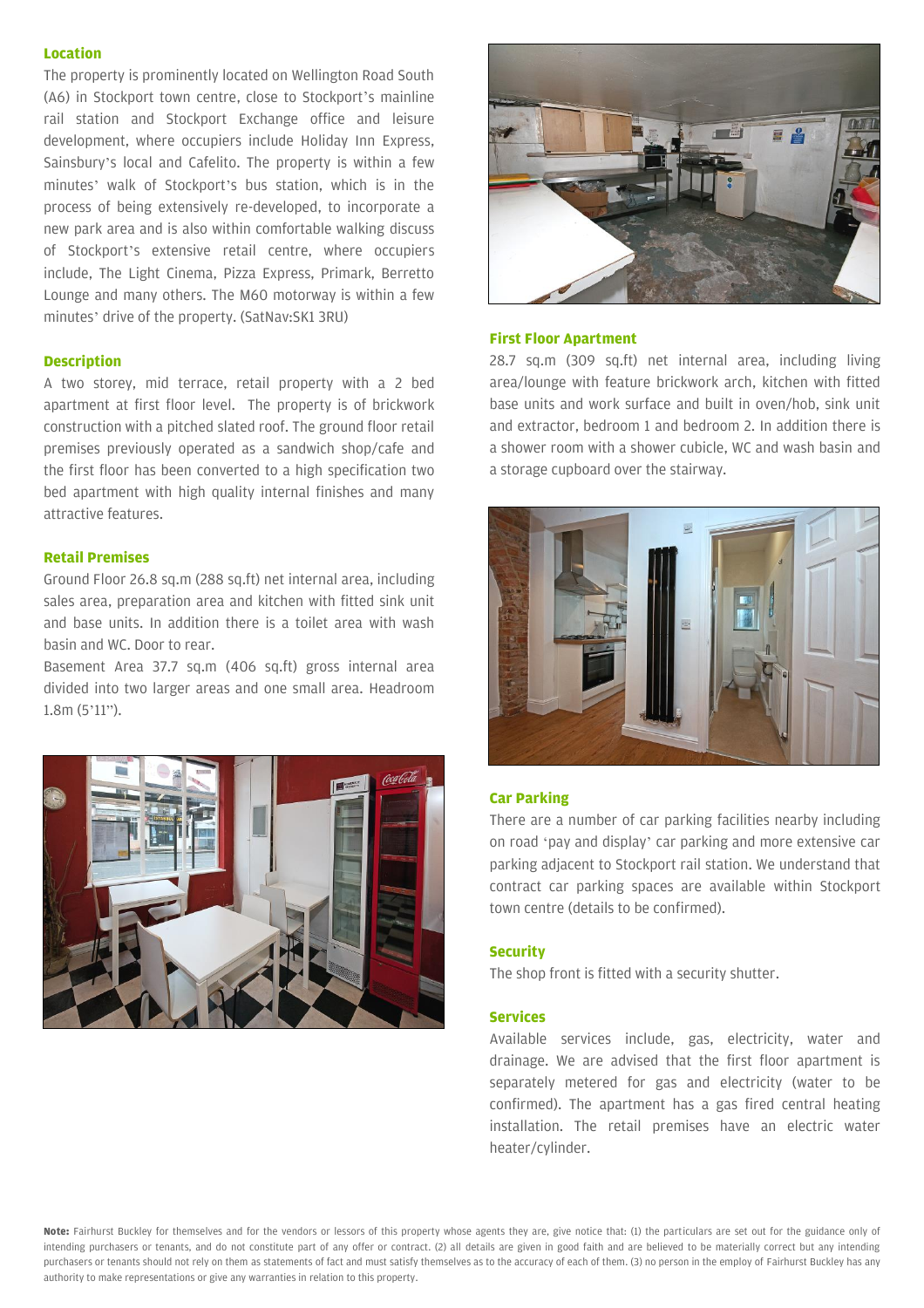## Location

The property is prominently located on Wellington Road South (A6) in Stockport town centre, close to Stockport's mainline rail station and Stockport Exchange office and leisure development, where occupiers include Holiday Inn Express, Sainsbury's local and Cafelito. The property is within a few minutes' walk of Stockport's bus station, which is in the process of being extensively re-developed, to incorporate a new park area and is also within comfortable walking discuss of Stockport's extensive retail centre, where occupiers include, The Light Cinema, Pizza Express, Primark, Berretto Lounge and many others. The M60 motorway is within a few minutes' drive of the property. (SatNav:SK1 3RU)

## Description

A two storey, mid terrace, retail property with a 2 bed apartment at first floor level. The property is of brickwork construction with a pitched slated roof. The ground floor retail premises previously operated as a sandwich shop/cafe and the first floor has been converted to a high specification two bed apartment with high quality internal finishes and many attractive features.

## Retail Premises

Ground Floor 26.8 sq.m (288 sq.ft) net internal area, including sales area, preparation area and kitchen with fitted sink unit and base units. In addition there is a toilet area with wash basin and WC. Door to rear.

Basement Area 37.7 sq.m (406 sq.ft) gross internal area divided into two larger areas and one small area. Headroom 1.8m (5'11").

## First Floor Apartment

28.7 sq.m (309 sq.ft) net internal area, including living area/lounge with feature brickwork arch, kitchen with fitted base units and work surface and built in oven/hob, sink unit and extractor, bedroom 1 and bedroom 2. In addition there is a shower room with a shower cubicle, WC and wash basin and a storage cupboard over the stairway.

## Car Parking

There are a number of car parking facilities nearby including on road 'pay and display' car parking and more extensive car parking adjacent to Stockport rail station. We understand that contract car parking spaces are available within Stockport town centre (details to be confirmed).

## Security

The shop front is fitted with a security shutter.

## Services

Available services include, gas, electricity, water and drainage. We are advised that the first floor apartment is separately metered for gas and electricity (water to be confirmed). The apartment has a gas fired central heating installation. The retail premises have an electric water heater/cylinder.

**Note:** Fairhurst Buckley for themselves and for the vendors or lessors of this property whose agents they are, give notice that: (1) the particulars are set out for the guidance only of intending purchasers or tenants, and do not constitute part of any offer or contract. (2) all details are given in good faith and are believed to be materially correct but any intending purchasers or tenants should not rely on them as statements of fact and must satisfy themselves as to the accuracy of each of them. (3) no person in the employ of Fairhurst Buckley has any authority to make representations or give any warranties in relation to this property.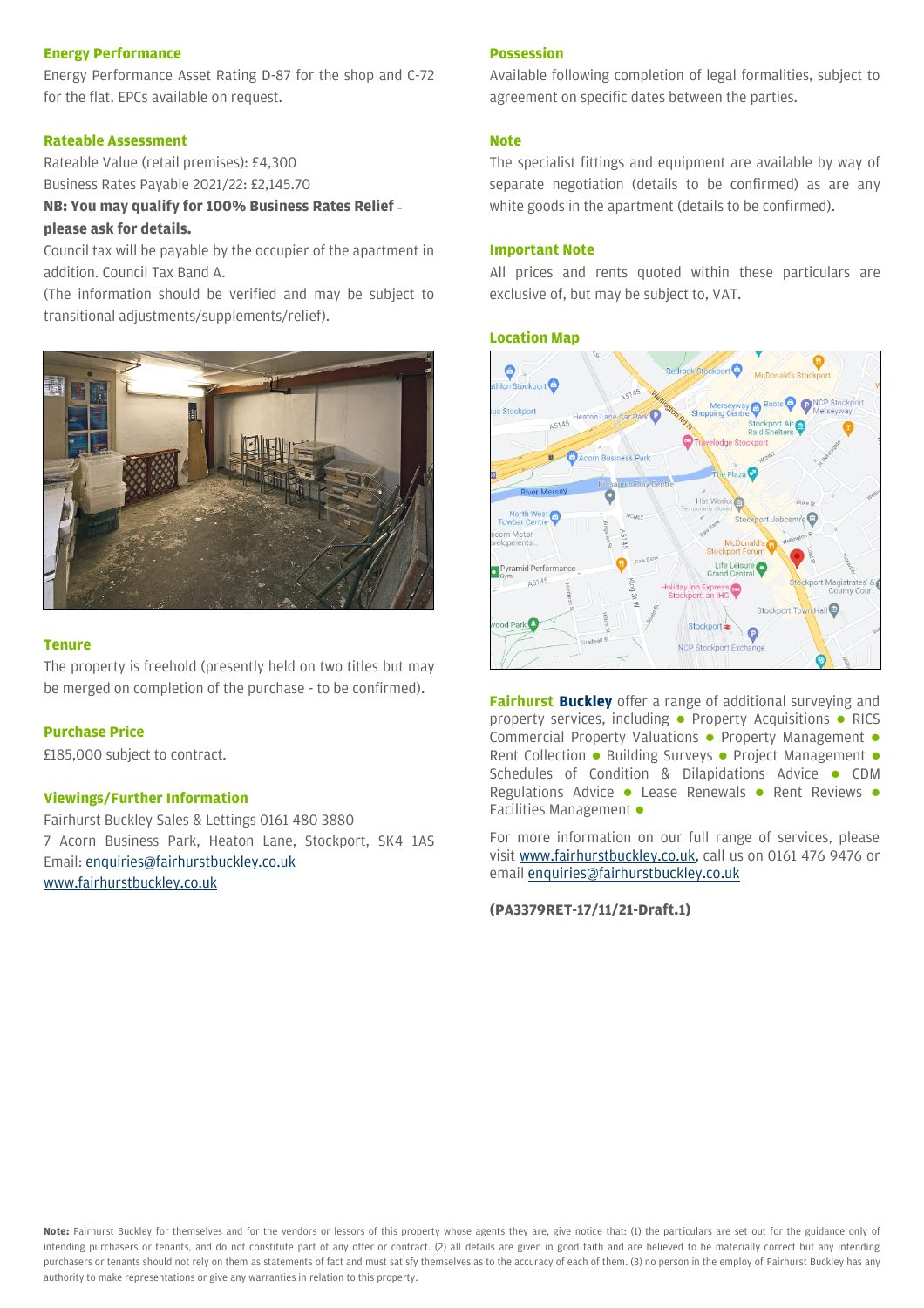## Energy Performance

Energy Performance Asset Rating D-87 for the shop and C-72 for the flat. EPCs available on request.

## Rateable Assessment

Rateable Value (retail premises): £4,300
Business Rates Payable 2021/22: £2,145.70
**NB: You may qualify for 100% Business Rates Relief - please ask for details.**
Council tax will be payable by the occupier of the apartment in addition. Council Tax Band A.
(The information should be verified and may be subject to transitional adjustments/supplements/relief).

## Tenure

The property is freehold (presently held on two titles but may be merged on completion of the purchase - to be confirmed).

## Purchase Price

£185,000 subject to contract.

## Viewings/Further Information

Fairhurst Buckley Sales & Lettings 0161 480 3880
7 Acorn Business Park, Heaton Lane, Stockport, SK4 1AS
Email: enquiries@fairhurstbuckley.co.uk
www.fairhurstbuckley.co.uk

## Possession

Available following completion of legal formalities, subject to agreement on specific dates between the parties.

## Note

The specialist fittings and equipment are available by way of separate negotiation (details to be confirmed) as are any white goods in the apartment (details to be confirmed).

## Important Note

All prices and rents quoted within these particulars are exclusive of, but may be subject to, VAT.

## Location Map

**Fairhurst Buckley** offer a range of additional surveying and property services, including ● Property Acquisitions ● RICS Commercial Property Valuations ● Property Management ● Rent Collection ● Building Surveys ● Project Management ● Schedules of Condition & Dilapidations Advice ● CDM Regulations Advice ● Lease Renewals ● Rent Reviews ● Facilities Management ●

For more information on our full range of services, please visit www.fairhurstbuckley.co.uk, call us on 0161 476 9476 or email enquiries@fairhurstbuckley.co.uk

**(PA3379RET-17/11/21-Draft.1)**

**Note:** Fairhurst Buckley for themselves and for the vendors or lessors of this property whose agents they are, give notice that: (1) the particulars are set out for the guidance only of intending purchasers or tenants, and do not constitute part of any offer or contract. (2) all details are given in good faith and are believed to be materially correct but any intending purchasers or tenants should not rely on them as statements of fact and must satisfy themselves as to the accuracy of each of them. (3) no person in the employ of Fairhurst Buckley has any authority to make representations or give any warranties in relation to this property.